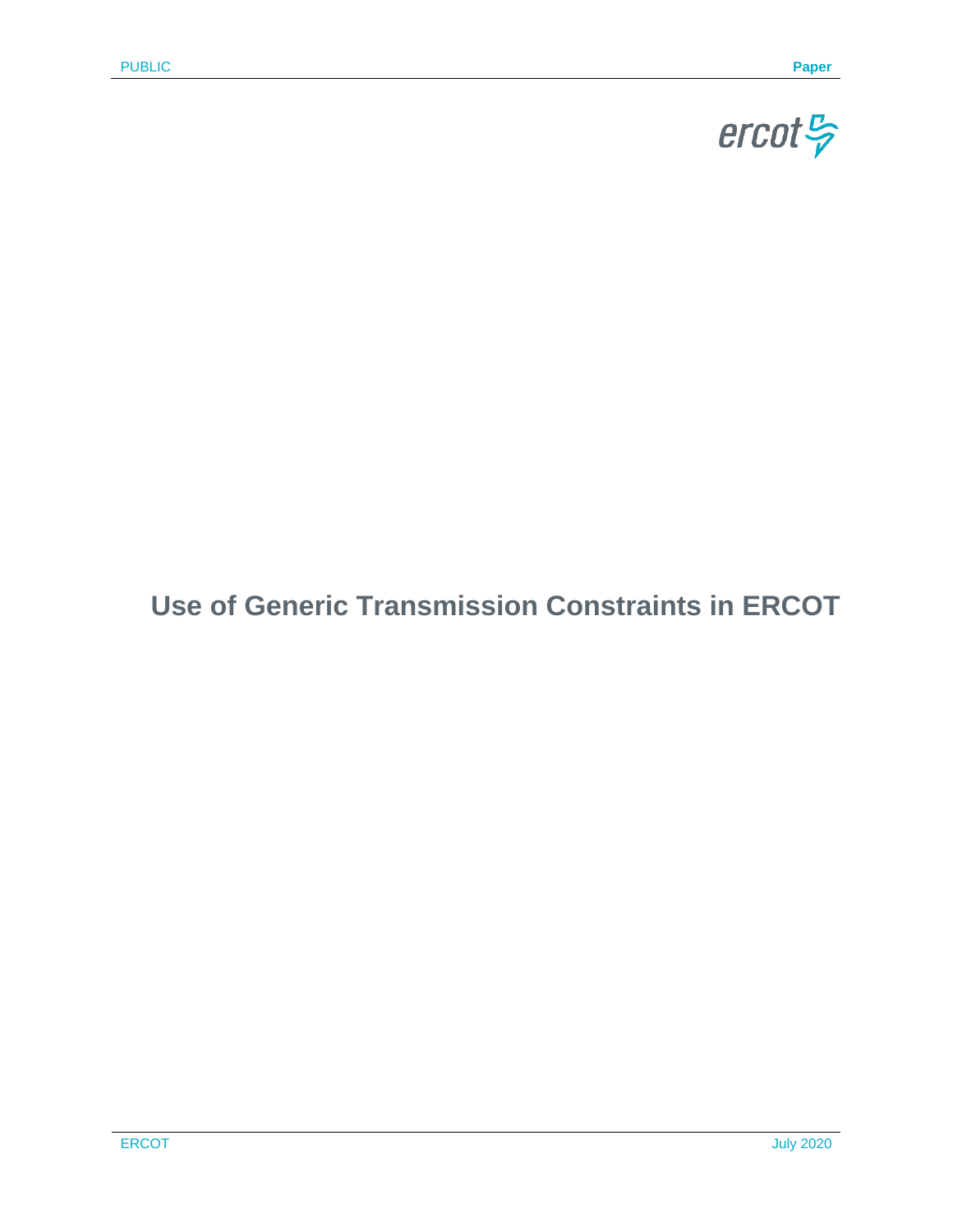# Use of Generic Transmission Constraints in ERCOT

July 2020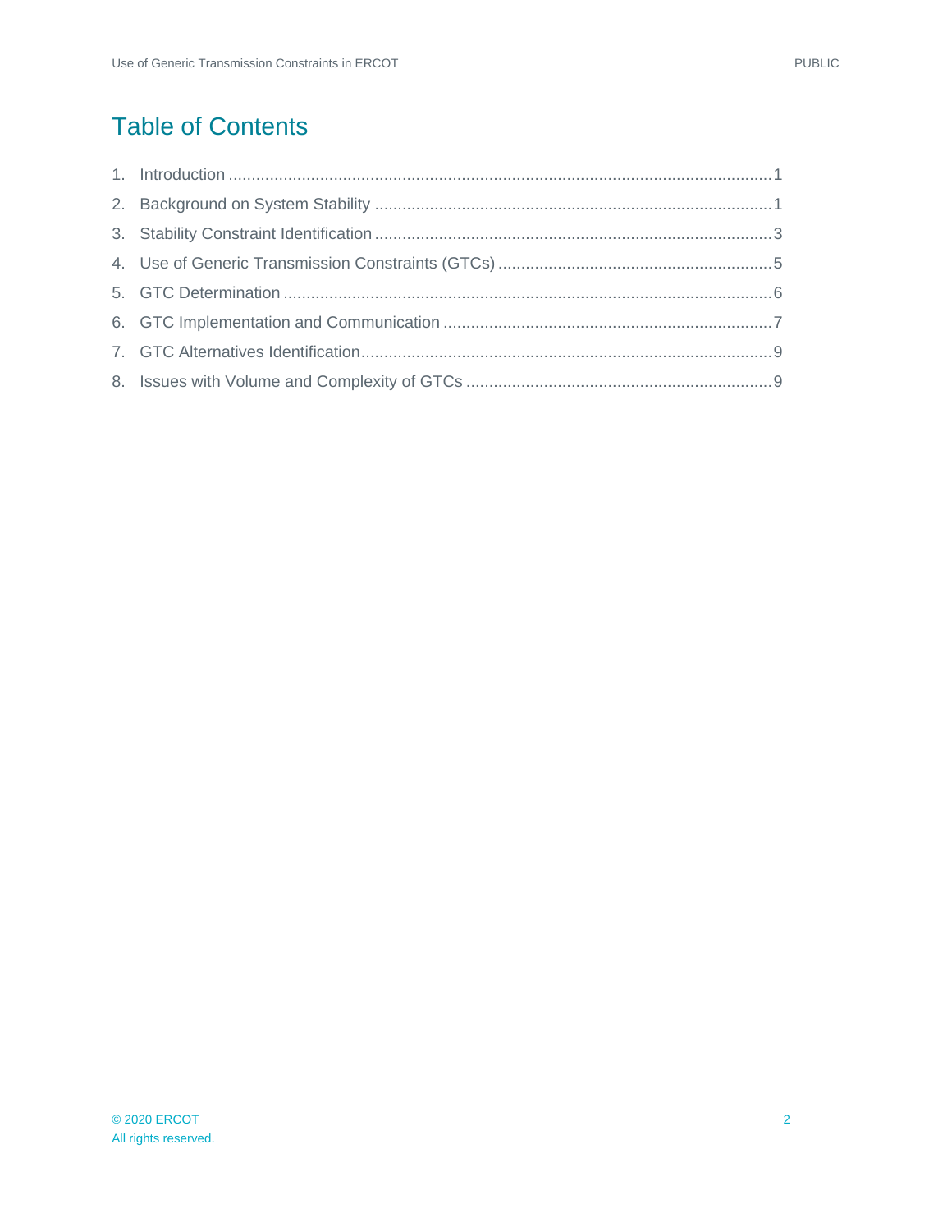# Table of Contents

1. Introduction ....................................................................................................................1
2. Background on System Stability ......................................................................................1
3. Stability Constraint Identification ......................................................................................3
4. Use of Generic Transmission Constraints (GTCs) ...........................................................5
5. GTC Determination ..........................................................................................................6
6. GTC Implementation and Communication .......................................................................7
7. GTC Alternatives Identification.........................................................................................9
8. Issues with Volume and Complexity of GTCs ..................................................................9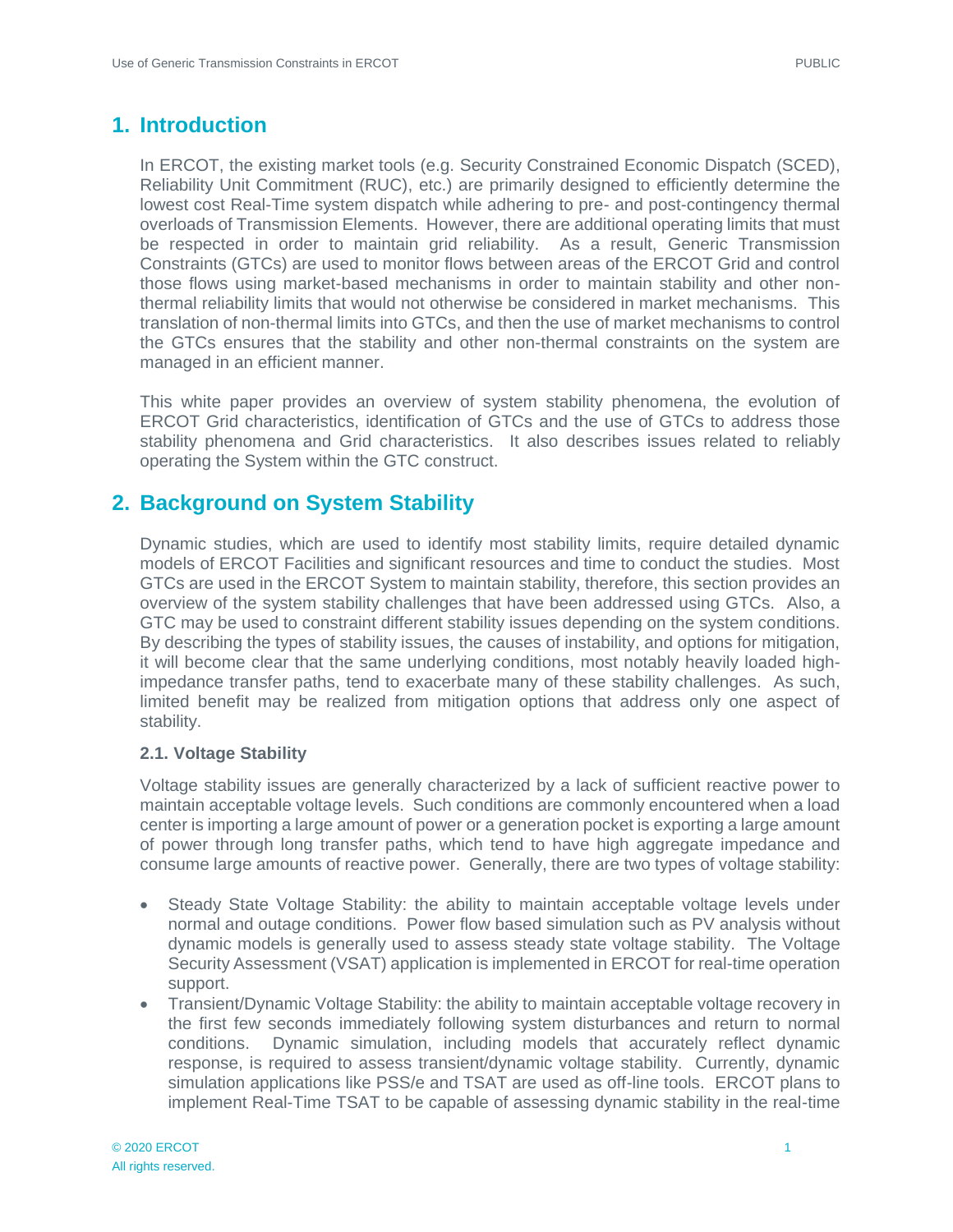# 1. Introduction

In ERCOT, the existing market tools (e.g. Security Constrained Economic Dispatch (SCED), Reliability Unit Commitment (RUC), etc.) are primarily designed to efficiently determine the lowest cost Real-Time system dispatch while adhering to pre- and post-contingency thermal overloads of Transmission Elements. However, there are additional operating limits that must be respected in order to maintain grid reliability. As a result, Generic Transmission Constraints (GTCs) are used to monitor flows between areas of the ERCOT Grid and control those flows using market-based mechanisms in order to maintain stability and other non-thermal reliability limits that would not otherwise be considered in market mechanisms. This translation of non-thermal limits into GTCs, and then the use of market mechanisms to control the GTCs ensures that the stability and other non-thermal constraints on the system are managed in an efficient manner.

This white paper provides an overview of system stability phenomena, the evolution of ERCOT Grid characteristics, identification of GTCs and the use of GTCs to address those stability phenomena and Grid characteristics. It also describes issues related to reliably operating the System within the GTC construct.

# 2. Background on System Stability

Dynamic studies, which are used to identify most stability limits, require detailed dynamic models of ERCOT Facilities and significant resources and time to conduct the studies. Most GTCs are used in the ERCOT System to maintain stability, therefore, this section provides an overview of the system stability challenges that have been addressed using GTCs. Also, a GTC may be used to constraint different stability issues depending on the system conditions. By describing the types of stability issues, the causes of instability, and options for mitigation, it will become clear that the same underlying conditions, most notably heavily loaded high-impedance transfer paths, tend to exacerbate many of these stability challenges. As such, limited benefit may be realized from mitigation options that address only one aspect of stability.

### 2.1. Voltage Stability

Voltage stability issues are generally characterized by a lack of sufficient reactive power to maintain acceptable voltage levels. Such conditions are commonly encountered when a load center is importing a large amount of power or a generation pocket is exporting a large amount of power through long transfer paths, which tend to have high aggregate impedance and consume large amounts of reactive power. Generally, there are two types of voltage stability:

- Steady State Voltage Stability: the ability to maintain acceptable voltage levels under normal and outage conditions. Power flow based simulation such as PV analysis without dynamic models is generally used to assess steady state voltage stability. The Voltage Security Assessment (VSAT) application is implemented in ERCOT for real-time operation support.
- Transient/Dynamic Voltage Stability: the ability to maintain acceptable voltage recovery in the first few seconds immediately following system disturbances and return to normal conditions. Dynamic simulation, including models that accurately reflect dynamic response, is required to assess transient/dynamic voltage stability. Currently, dynamic simulation applications like PSS/e and TSAT are used as off-line tools. ERCOT plans to implement Real-Time TSAT to be capable of assessing dynamic stability in the real-time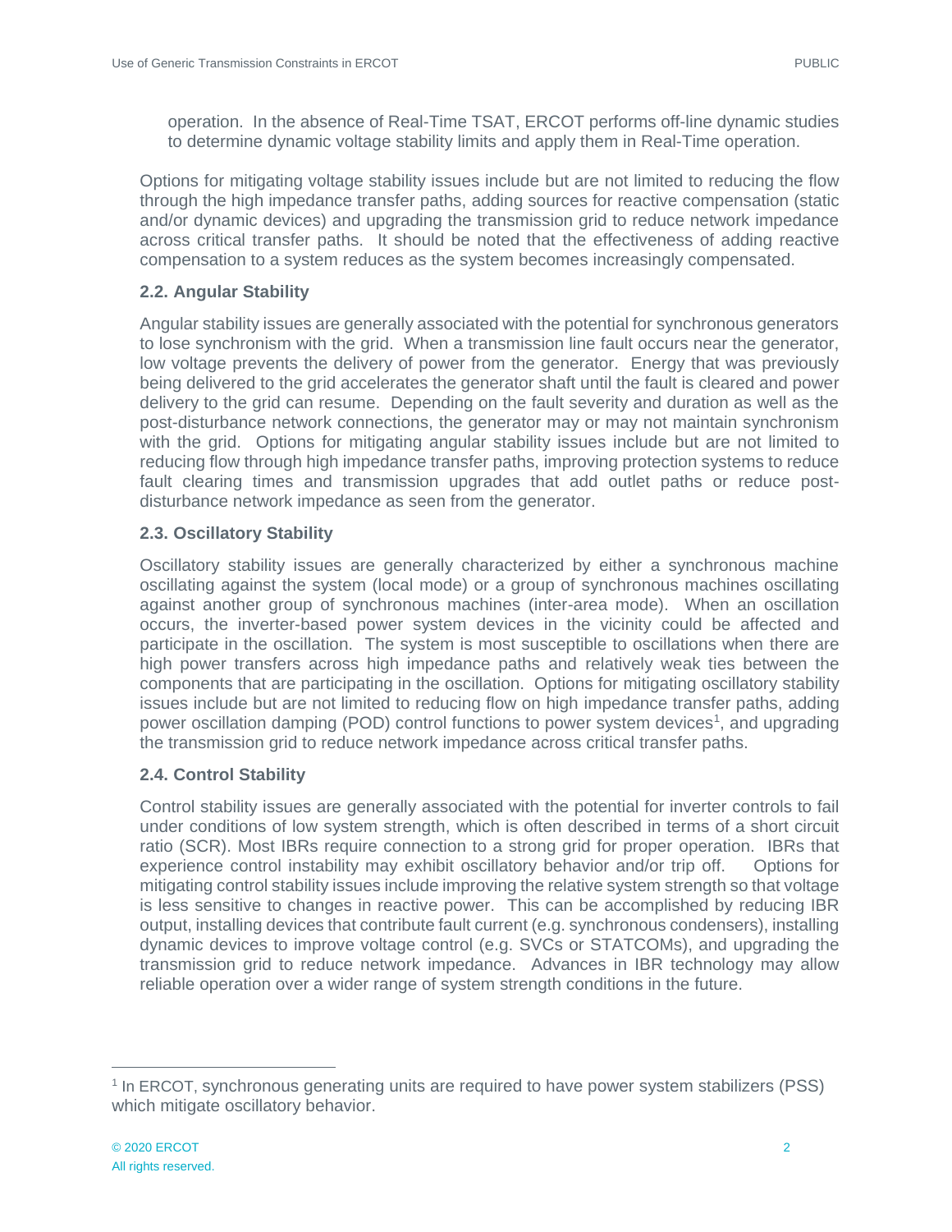operation. In the absence of Real-Time TSAT, ERCOT performs off-line dynamic studies to determine dynamic voltage stability limits and apply them in Real-Time operation.

Options for mitigating voltage stability issues include but are not limited to reducing the flow through the high impedance transfer paths, adding sources for reactive compensation (static and/or dynamic devices) and upgrading the transmission grid to reduce network impedance across critical transfer paths. It should be noted that the effectiveness of adding reactive compensation to a system reduces as the system becomes increasingly compensated.

### 2.2. Angular Stability

Angular stability issues are generally associated with the potential for synchronous generators to lose synchronism with the grid. When a transmission line fault occurs near the generator, low voltage prevents the delivery of power from the generator. Energy that was previously being delivered to the grid accelerates the generator shaft until the fault is cleared and power delivery to the grid can resume. Depending on the fault severity and duration as well as the post-disturbance network connections, the generator may or may not maintain synchronism with the grid. Options for mitigating angular stability issues include but are not limited to reducing flow through high impedance transfer paths, improving protection systems to reduce fault clearing times and transmission upgrades that add outlet paths or reduce post-disturbance network impedance as seen from the generator.

### 2.3. Oscillatory Stability

Oscillatory stability issues are generally characterized by either a synchronous machine oscillating against the system (local mode) or a group of synchronous machines oscillating against another group of synchronous machines (inter-area mode). When an oscillation occurs, the inverter-based power system devices in the vicinity could be affected and participate in the oscillation. The system is most susceptible to oscillations when there are high power transfers across high impedance paths and relatively weak ties between the components that are participating in the oscillation. Options for mitigating oscillatory stability issues include but are not limited to reducing flow on high impedance transfer paths, adding power oscillation damping (POD) control functions to power system devices[1], and upgrading the transmission grid to reduce network impedance across critical transfer paths.

### 2.4. Control Stability

Control stability issues are generally associated with the potential for inverter controls to fail under conditions of low system strength, which is often described in terms of a short circuit ratio (SCR). Most IBRs require connection to a strong grid for proper operation. IBRs that experience control instability may exhibit oscillatory behavior and/or trip off. Options for mitigating control stability issues include improving the relative system strength so that voltage is less sensitive to changes in reactive power. This can be accomplished by reducing IBR output, installing devices that contribute fault current (e.g. synchronous condensers), installing dynamic devices to improve voltage control (e.g. SVCs or STATCOMs), and upgrading the transmission grid to reduce network impedance. Advances in IBR technology may allow reliable operation over a wider range of system strength conditions in the future.

---

[1] In ERCOT, synchronous generating units are required to have power system stabilizers (PSS) which mitigate oscillatory behavior.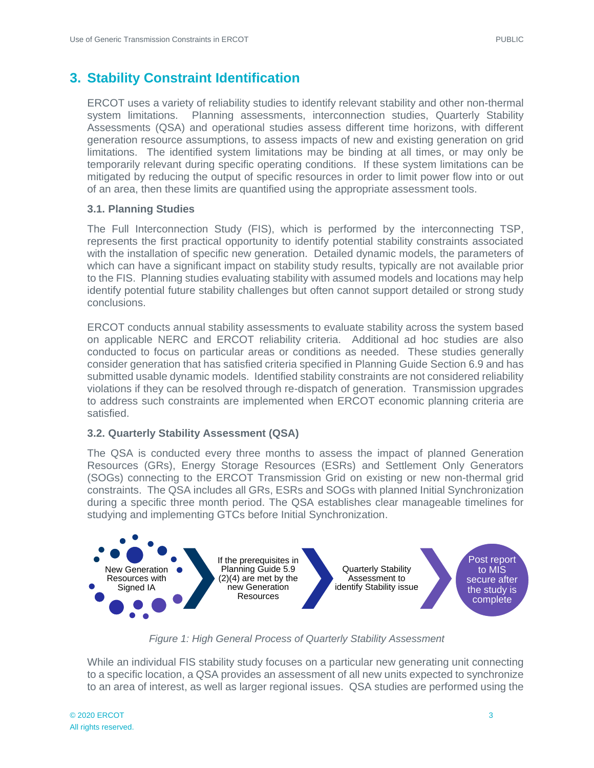# 3. Stability Constraint Identification

ERCOT uses a variety of reliability studies to identify relevant stability and other non-thermal system limitations. Planning assessments, interconnection studies, Quarterly Stability Assessments (QSA) and operational studies assess different time horizons, with different generation resource assumptions, to assess impacts of new and existing generation on grid limitations. The identified system limitations may be binding at all times, or may only be temporarily relevant during specific operating conditions. If these system limitations can be mitigated by reducing the output of specific resources in order to limit power flow into or out of an area, then these limits are quantified using the appropriate assessment tools.

## 3.1. Planning Studies

The Full Interconnection Study (FIS), which is performed by the interconnecting TSP, represents the first practical opportunity to identify potential stability constraints associated with the installation of specific new generation. Detailed dynamic models, the parameters of which can have a significant impact on stability study results, typically are not available prior to the FIS. Planning studies evaluating stability with assumed models and locations may help identify potential future stability challenges but often cannot support detailed or strong study conclusions.

ERCOT conducts annual stability assessments to evaluate stability across the system based on applicable NERC and ERCOT reliability criteria. Additional ad hoc studies are also conducted to focus on particular areas or conditions as needed. These studies generally consider generation that has satisfied criteria specified in Planning Guide Section 6.9 and has submitted usable dynamic models. Identified stability constraints are not considered reliability violations if they can be resolved through re-dispatch of generation. Transmission upgrades to address such constraints are implemented when ERCOT economic planning criteria are satisfied.

## 3.2. Quarterly Stability Assessment (QSA)

The QSA is conducted every three months to assess the impact of planned Generation Resources (GRs), Energy Storage Resources (ESRs) and Settlement Only Generators (SOGs) connecting to the ERCOT Transmission Grid on existing or new non-thermal grid constraints. The QSA includes all GRs, ESRs and SOGs with planned Initial Synchronization during a specific three month period. The QSA establishes clear manageable timelines for studying and implementing GTCs before Initial Synchronization.

New Generation Resources with Signed IA → If the prerequisites in Planning Guide 5.9 (2)(4) are met by the new Generation Resources → Quarterly Stability Assessment to identify Stability issue → Post report to MIS secure after the study is complete

*Figure 1: High General Process of Quarterly Stability Assessment*

While an individual FIS stability study focuses on a particular new generating unit connecting to a specific location, a QSA provides an assessment of all new units expected to synchronize to an area of interest, as well as larger regional issues. QSA studies are performed using the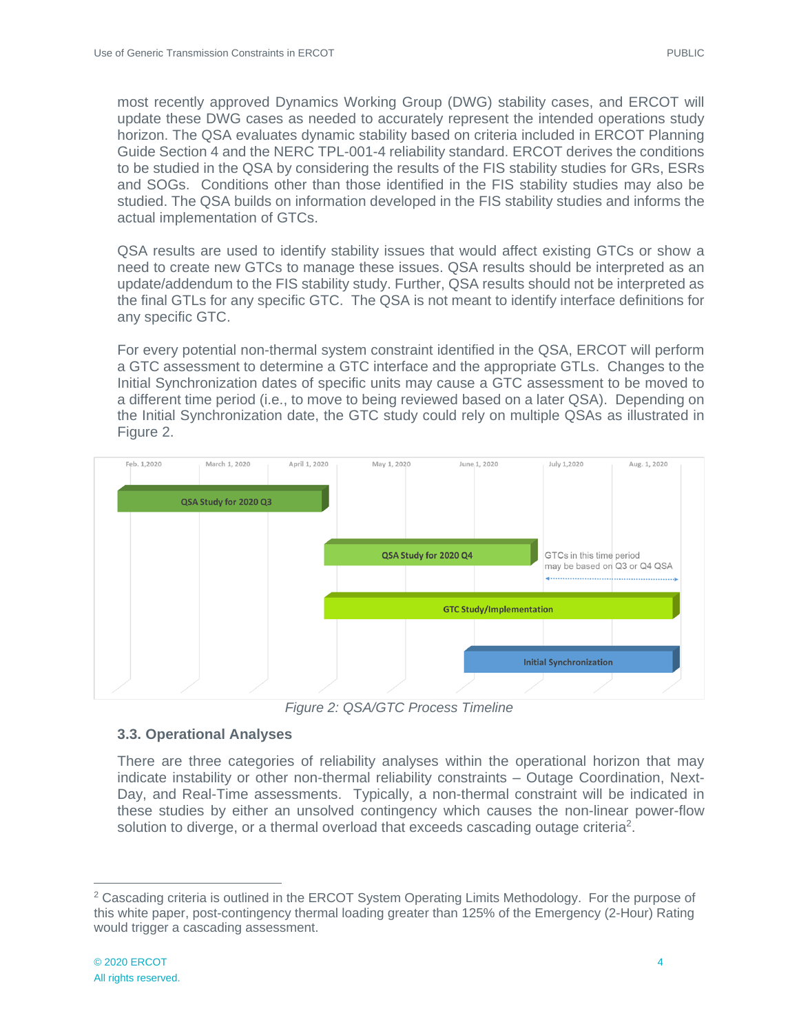most recently approved Dynamics Working Group (DWG) stability cases, and ERCOT will update these DWG cases as needed to accurately represent the intended operations study horizon. The QSA evaluates dynamic stability based on criteria included in ERCOT Planning Guide Section 4 and the NERC TPL-001-4 reliability standard. ERCOT derives the conditions to be studied in the QSA by considering the results of the FIS stability studies for GRs, ESRs and SOGs. Conditions other than those identified in the FIS stability studies may also be studied. The QSA builds on information developed in the FIS stability studies and informs the actual implementation of GTCs.

QSA results are used to identify stability issues that would affect existing GTCs or show a need to create new GTCs to manage these issues. QSA results should be interpreted as an update/addendum to the FIS stability study. Further, QSA results should not be interpreted as the final GTLs for any specific GTC. The QSA is not meant to identify interface definitions for any specific GTC.

For every potential non-thermal system constraint identified in the QSA, ERCOT will perform a GTC assessment to determine a GTC interface and the appropriate GTLs. Changes to the Initial Synchronization dates of specific units may cause a GTC assessment to be moved to a different time period (i.e., to move to being reviewed based on a later QSA). Depending on the Initial Synchronization date, the GTC study could rely on multiple QSAs as illustrated in Figure 2.

*Figure 2: QSA/GTC Process Timeline*

### 3.3. Operational Analyses

There are three categories of reliability analyses within the operational horizon that may indicate instability or other non-thermal reliability constraints – Outage Coordination, Next-Day, and Real-Time assessments. Typically, a non-thermal constraint will be indicated in these studies by either an unsolved contingency which causes the non-linear power-flow solution to diverge, or a thermal overload that exceeds cascading outage criteria[2].

---

[2] Cascading criteria is outlined in the ERCOT System Operating Limits Methodology. For the purpose of this white paper, post-contingency thermal loading greater than 125% of the Emergency (2-Hour) Rating would trigger a cascading assessment.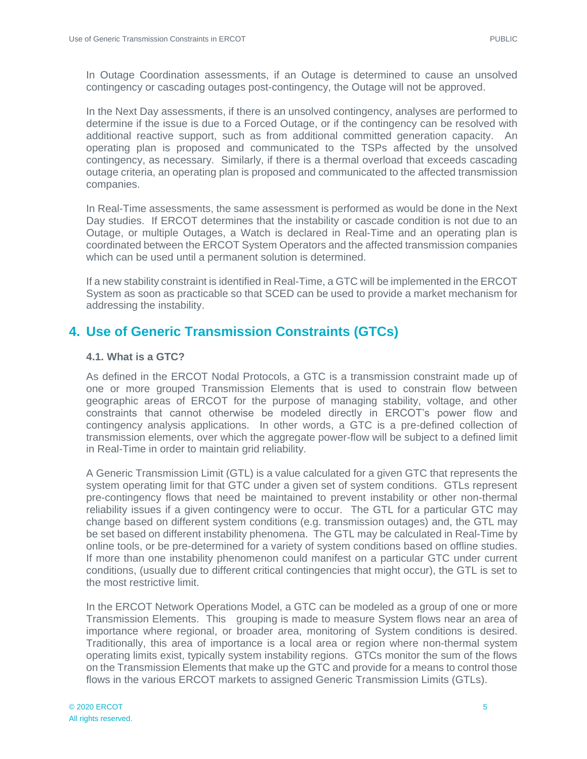In Outage Coordination assessments, if an Outage is determined to cause an unsolved contingency or cascading outages post-contingency, the Outage will not be approved.

In the Next Day assessments, if there is an unsolved contingency, analyses are performed to determine if the issue is due to a Forced Outage, or if the contingency can be resolved with additional reactive support, such as from additional committed generation capacity. An operating plan is proposed and communicated to the TSPs affected by the unsolved contingency, as necessary. Similarly, if there is a thermal overload that exceeds cascading outage criteria, an operating plan is proposed and communicated to the affected transmission companies.

In Real-Time assessments, the same assessment is performed as would be done in the Next Day studies. If ERCOT determines that the instability or cascade condition is not due to an Outage, or multiple Outages, a Watch is declared in Real-Time and an operating plan is coordinated between the ERCOT System Operators and the affected transmission companies which can be used until a permanent solution is determined.

If a new stability constraint is identified in Real-Time, a GTC will be implemented in the ERCOT System as soon as practicable so that SCED can be used to provide a market mechanism for addressing the instability.

## 4. Use of Generic Transmission Constraints (GTCs)

### 4.1. What is a GTC?

As defined in the ERCOT Nodal Protocols, a GTC is a transmission constraint made up of one or more grouped Transmission Elements that is used to constrain flow between geographic areas of ERCOT for the purpose of managing stability, voltage, and other constraints that cannot otherwise be modeled directly in ERCOT's power flow and contingency analysis applications. In other words, a GTC is a pre-defined collection of transmission elements, over which the aggregate power-flow will be subject to a defined limit in Real-Time in order to maintain grid reliability.

A Generic Transmission Limit (GTL) is a value calculated for a given GTC that represents the system operating limit for that GTC under a given set of system conditions. GTLs represent pre-contingency flows that need be maintained to prevent instability or other non-thermal reliability issues if a given contingency were to occur. The GTL for a particular GTC may change based on different system conditions (e.g. transmission outages) and, the GTL may be set based on different instability phenomena. The GTL may be calculated in Real-Time by online tools, or be pre-determined for a variety of system conditions based on offline studies. If more than one instability phenomenon could manifest on a particular GTC under current conditions, (usually due to different critical contingencies that might occur), the GTL is set to the most restrictive limit.

In the ERCOT Network Operations Model, a GTC can be modeled as a group of one or more Transmission Elements. This grouping is made to measure System flows near an area of importance where regional, or broader area, monitoring of System conditions is desired. Traditionally, this area of importance is a local area or region where non-thermal system operating limits exist, typically system instability regions. GTCs monitor the sum of the flows on the Transmission Elements that make up the GTC and provide for a means to control those flows in the various ERCOT markets to assigned Generic Transmission Limits (GTLs).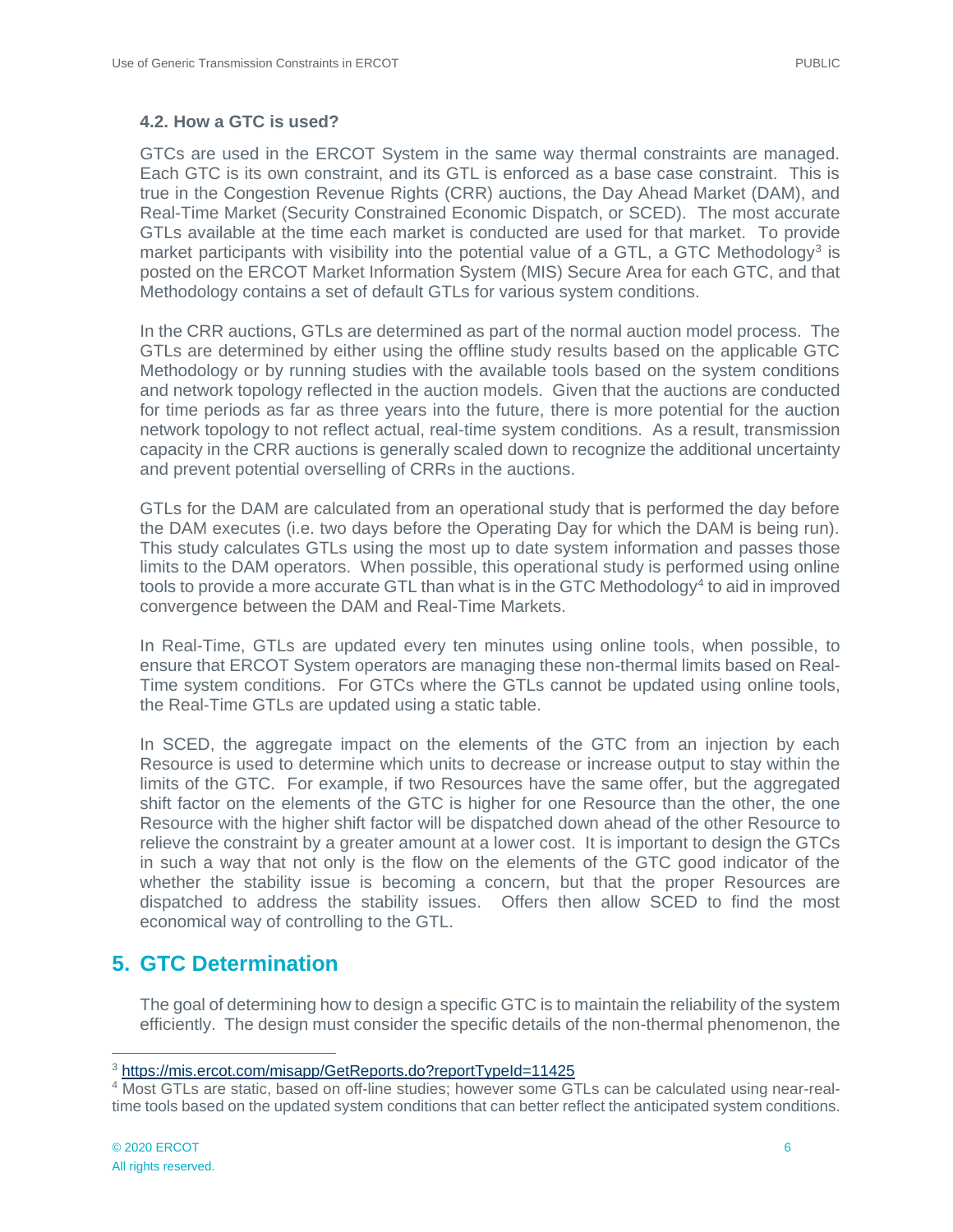### 4.2. How a GTC is used?

GTCs are used in the ERCOT System in the same way thermal constraints are managed. Each GTC is its own constraint, and its GTL is enforced as a base case constraint. This is true in the Congestion Revenue Rights (CRR) auctions, the Day Ahead Market (DAM), and Real-Time Market (Security Constrained Economic Dispatch, or SCED). The most accurate GTLs available at the time each market is conducted are used for that market. To provide market participants with visibility into the potential value of a GTL, a GTC Methodology[3] is posted on the ERCOT Market Information System (MIS) Secure Area for each GTC, and that Methodology contains a set of default GTLs for various system conditions.

In the CRR auctions, GTLs are determined as part of the normal auction model process. The GTLs are determined by either using the offline study results based on the applicable GTC Methodology or by running studies with the available tools based on the system conditions and network topology reflected in the auction models. Given that the auctions are conducted for time periods as far as three years into the future, there is more potential for the auction network topology to not reflect actual, real-time system conditions. As a result, transmission capacity in the CRR auctions is generally scaled down to recognize the additional uncertainty and prevent potential overselling of CRRs in the auctions.

GTLs for the DAM are calculated from an operational study that is performed the day before the DAM executes (i.e. two days before the Operating Day for which the DAM is being run). This study calculates GTLs using the most up to date system information and passes those limits to the DAM operators. When possible, this operational study is performed using online tools to provide a more accurate GTL than what is in the GTC Methodology[4] to aid in improved convergence between the DAM and Real-Time Markets.

In Real-Time, GTLs are updated every ten minutes using online tools, when possible, to ensure that ERCOT System operators are managing these non-thermal limits based on Real-Time system conditions. For GTCs where the GTLs cannot be updated using online tools, the Real-Time GTLs are updated using a static table.

In SCED, the aggregate impact on the elements of the GTC from an injection by each Resource is used to determine which units to decrease or increase output to stay within the limits of the GTC. For example, if two Resources have the same offer, but the aggregated shift factor on the elements of the GTC is higher for one Resource than the other, the one Resource with the higher shift factor will be dispatched down ahead of the other Resource to relieve the constraint by a greater amount at a lower cost. It is important to design the GTCs in such a way that not only is the flow on the elements of the GTC good indicator of the whether the stability issue is becoming a concern, but that the proper Resources are dispatched to address the stability issues. Offers then allow SCED to find the most economical way of controlling to the GTL.

## 5. GTC Determination

The goal of determining how to design a specific GTC is to maintain the reliability of the system efficiently. The design must consider the specific details of the non-thermal phenomenon, the

---

[3] https://mis.ercot.com/misapp/GetReports.do?reportTypeId=11425

[4] Most GTLs are static, based on off-line studies; however some GTLs can be calculated using near-real-time tools based on the updated system conditions that can better reflect the anticipated system conditions.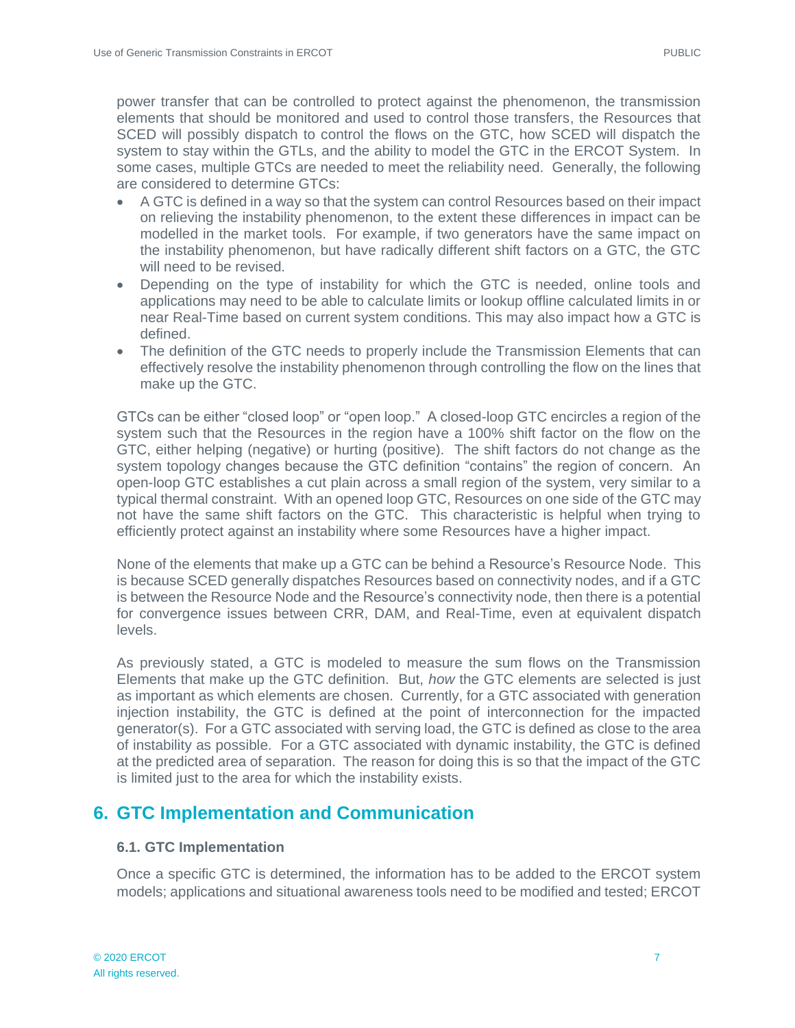power transfer that can be controlled to protect against the phenomenon, the transmission elements that should be monitored and used to control those transfers, the Resources that SCED will possibly dispatch to control the flows on the GTC, how SCED will dispatch the system to stay within the GTLs, and the ability to model the GTC in the ERCOT System. In some cases, multiple GTCs are needed to meet the reliability need. Generally, the following are considered to determine GTCs:

- A GTC is defined in a way so that the system can control Resources based on their impact on relieving the instability phenomenon, to the extent these differences in impact can be modelled in the market tools. For example, if two generators have the same impact on the instability phenomenon, but have radically different shift factors on a GTC, the GTC will need to be revised.
- Depending on the type of instability for which the GTC is needed, online tools and applications may need to be able to calculate limits or lookup offline calculated limits in or near Real-Time based on current system conditions. This may also impact how a GTC is defined.
- The definition of the GTC needs to properly include the Transmission Elements that can effectively resolve the instability phenomenon through controlling the flow on the lines that make up the GTC.

GTCs can be either "closed loop" or "open loop." A closed-loop GTC encircles a region of the system such that the Resources in the region have a 100% shift factor on the flow on the GTC, either helping (negative) or hurting (positive). The shift factors do not change as the system topology changes because the GTC definition "contains" the region of concern. An open-loop GTC establishes a cut plain across a small region of the system, very similar to a typical thermal constraint. With an opened loop GTC, Resources on one side of the GTC may not have the same shift factors on the GTC. This characteristic is helpful when trying to efficiently protect against an instability where some Resources have a higher impact.

None of the elements that make up a GTC can be behind a Resource's Resource Node. This is because SCED generally dispatches Resources based on connectivity nodes, and if a GTC is between the Resource Node and the Resource's connectivity node, then there is a potential for convergence issues between CRR, DAM, and Real-Time, even at equivalent dispatch levels.

As previously stated, a GTC is modeled to measure the sum flows on the Transmission Elements that make up the GTC definition. But, *how* the GTC elements are selected is just as important as which elements are chosen. Currently, for a GTC associated with generation injection instability, the GTC is defined at the point of interconnection for the impacted generator(s). For a GTC associated with serving load, the GTC is defined as close to the area of instability as possible. For a GTC associated with dynamic instability, the GTC is defined at the predicted area of separation. The reason for doing this is so that the impact of the GTC is limited just to the area for which the instability exists.

# 6. GTC Implementation and Communication

## 6.1. GTC Implementation

Once a specific GTC is determined, the information has to be added to the ERCOT system models; applications and situational awareness tools need to be modified and tested; ERCOT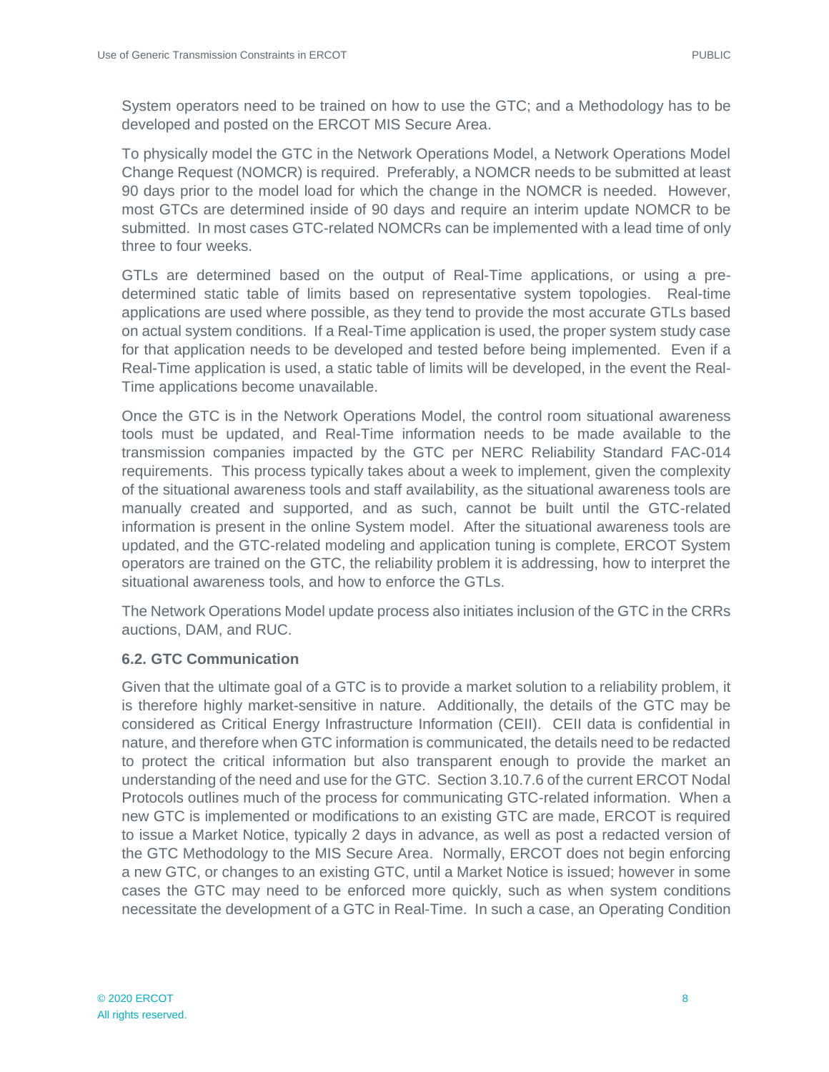System operators need to be trained on how to use the GTC; and a Methodology has to be developed and posted on the ERCOT MIS Secure Area.

To physically model the GTC in the Network Operations Model, a Network Operations Model Change Request (NOMCR) is required. Preferably, a NOMCR needs to be submitted at least 90 days prior to the model load for which the change in the NOMCR is needed. However, most GTCs are determined inside of 90 days and require an interim update NOMCR to be submitted. In most cases GTC-related NOMCRs can be implemented with a lead time of only three to four weeks.

GTLs are determined based on the output of Real-Time applications, or using a pre-determined static table of limits based on representative system topologies. Real-time applications are used where possible, as they tend to provide the most accurate GTLs based on actual system conditions. If a Real-Time application is used, the proper system study case for that application needs to be developed and tested before being implemented. Even if a Real-Time application is used, a static table of limits will be developed, in the event the Real-Time applications become unavailable.

Once the GTC is in the Network Operations Model, the control room situational awareness tools must be updated, and Real-Time information needs to be made available to the transmission companies impacted by the GTC per NERC Reliability Standard FAC-014 requirements. This process typically takes about a week to implement, given the complexity of the situational awareness tools and staff availability, as the situational awareness tools are manually created and supported, and as such, cannot be built until the GTC-related information is present in the online System model. After the situational awareness tools are updated, and the GTC-related modeling and application tuning is complete, ERCOT System operators are trained on the GTC, the reliability problem it is addressing, how to interpret the situational awareness tools, and how to enforce the GTLs.

The Network Operations Model update process also initiates inclusion of the GTC in the CRRs auctions, DAM, and RUC.

### 6.2. GTC Communication

Given that the ultimate goal of a GTC is to provide a market solution to a reliability problem, it is therefore highly market-sensitive in nature. Additionally, the details of the GTC may be considered as Critical Energy Infrastructure Information (CEII). CEII data is confidential in nature, and therefore when GTC information is communicated, the details need to be redacted to protect the critical information but also transparent enough to provide the market an understanding of the need and use for the GTC. Section 3.10.7.6 of the current ERCOT Nodal Protocols outlines much of the process for communicating GTC-related information. When a new GTC is implemented or modifications to an existing GTC are made, ERCOT is required to issue a Market Notice, typically 2 days in advance, as well as post a redacted version of the GTC Methodology to the MIS Secure Area. Normally, ERCOT does not begin enforcing a new GTC, or changes to an existing GTC, until a Market Notice is issued; however in some cases the GTC may need to be enforced more quickly, such as when system conditions necessitate the development of a GTC in Real-Time. In such a case, an Operating Condition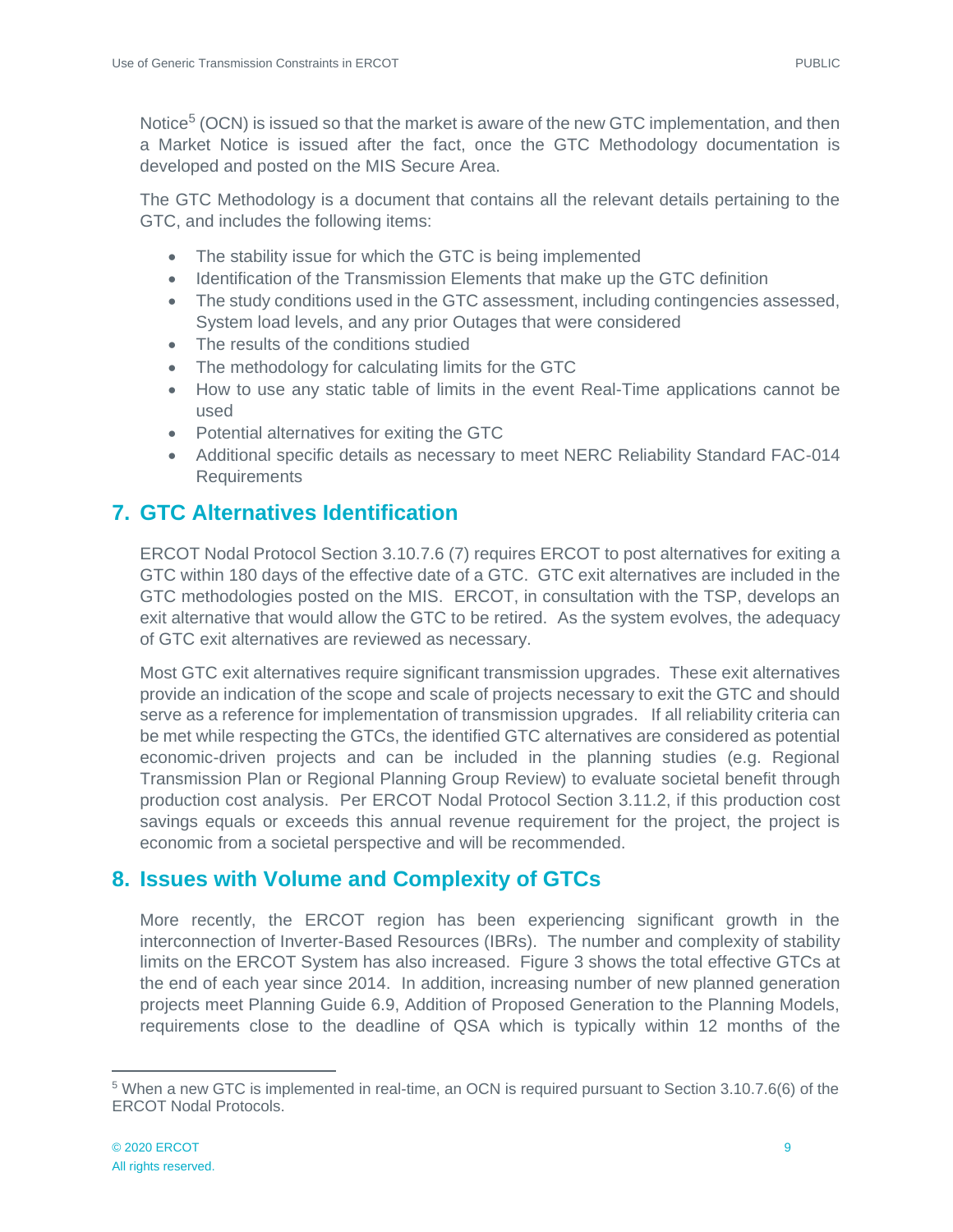Notice[5] (OCN) is issued so that the market is aware of the new GTC implementation, and then a Market Notice is issued after the fact, once the GTC Methodology documentation is developed and posted on the MIS Secure Area.

The GTC Methodology is a document that contains all the relevant details pertaining to the GTC, and includes the following items:

- The stability issue for which the GTC is being implemented
- Identification of the Transmission Elements that make up the GTC definition
- The study conditions used in the GTC assessment, including contingencies assessed, System load levels, and any prior Outages that were considered
- The results of the conditions studied
- The methodology for calculating limits for the GTC
- How to use any static table of limits in the event Real-Time applications cannot be used
- Potential alternatives for exiting the GTC
- Additional specific details as necessary to meet NERC Reliability Standard FAC-014 Requirements

## 7. GTC Alternatives Identification

ERCOT Nodal Protocol Section 3.10.7.6 (7) requires ERCOT to post alternatives for exiting a GTC within 180 days of the effective date of a GTC. GTC exit alternatives are included in the GTC methodologies posted on the MIS. ERCOT, in consultation with the TSP, develops an exit alternative that would allow the GTC to be retired. As the system evolves, the adequacy of GTC exit alternatives are reviewed as necessary.

Most GTC exit alternatives require significant transmission upgrades. These exit alternatives provide an indication of the scope and scale of projects necessary to exit the GTC and should serve as a reference for implementation of transmission upgrades. If all reliability criteria can be met while respecting the GTCs, the identified GTC alternatives are considered as potential economic-driven projects and can be included in the planning studies (e.g. Regional Transmission Plan or Regional Planning Group Review) to evaluate societal benefit through production cost analysis. Per ERCOT Nodal Protocol Section 3.11.2, if this production cost savings equals or exceeds this annual revenue requirement for the project, the project is economic from a societal perspective and will be recommended.

## 8. Issues with Volume and Complexity of GTCs

More recently, the ERCOT region has been experiencing significant growth in the interconnection of Inverter-Based Resources (IBRs). The number and complexity of stability limits on the ERCOT System has also increased. Figure 3 shows the total effective GTCs at the end of each year since 2014. In addition, increasing number of new planned generation projects meet Planning Guide 6.9, Addition of Proposed Generation to the Planning Models, requirements close to the deadline of QSA which is typically within 12 months of the

[5] When a new GTC is implemented in real-time, an OCN is required pursuant to Section 3.10.7.6(6) of the ERCOT Nodal Protocols.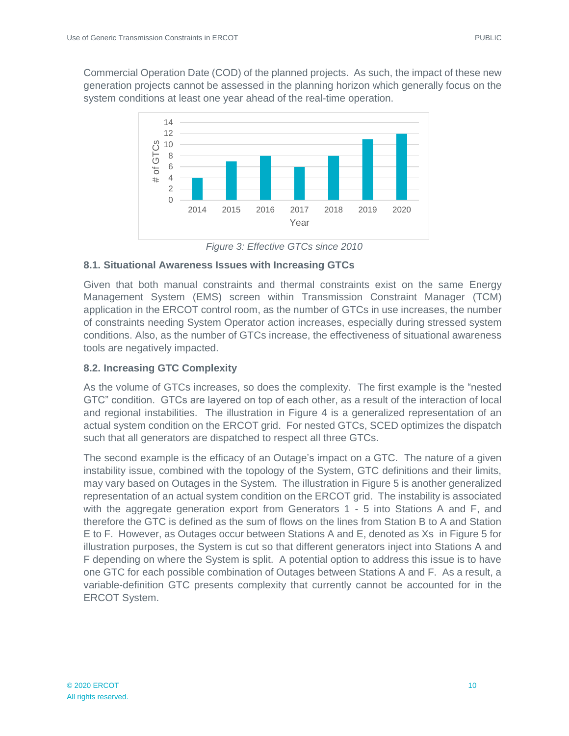Commercial Operation Date (COD) of the planned projects. As such, the impact of these new generation projects cannot be assessed in the planning horizon which generally focus on the system conditions at least one year ahead of the real-time operation.

*Figure 3: Effective GTCs since 2010*

### 8.1. Situational Awareness Issues with Increasing GTCs

Given that both manual constraints and thermal constraints exist on the same Energy Management System (EMS) screen within Transmission Constraint Manager (TCM) application in the ERCOT control room, as the number of GTCs in use increases, the number of constraints needing System Operator action increases, especially during stressed system conditions. Also, as the number of GTCs increase, the effectiveness of situational awareness tools are negatively impacted.

### 8.2. Increasing GTC Complexity

As the volume of GTCs increases, so does the complexity. The first example is the "nested GTC" condition. GTCs are layered on top of each other, as a result of the interaction of local and regional instabilities. The illustration in Figure 4 is a generalized representation of an actual system condition on the ERCOT grid. For nested GTCs, SCED optimizes the dispatch such that all generators are dispatched to respect all three GTCs.

The second example is the efficacy of an Outage's impact on a GTC. The nature of a given instability issue, combined with the topology of the System, GTC definitions and their limits, may vary based on Outages in the System. The illustration in Figure 5 is another generalized representation of an actual system condition on the ERCOT grid. The instability is associated with the aggregate generation export from Generators 1 - 5 into Stations A and F, and therefore the GTC is defined as the sum of flows on the lines from Station B to A and Station E to F. However, as Outages occur between Stations A and E, denoted as Xs in Figure 5 for illustration purposes, the System is cut so that different generators inject into Stations A and F depending on where the System is split. A potential option to address this issue is to have one GTC for each possible combination of Outages between Stations A and F. As a result, a variable-definition GTC presents complexity that currently cannot be accounted for in the ERCOT System.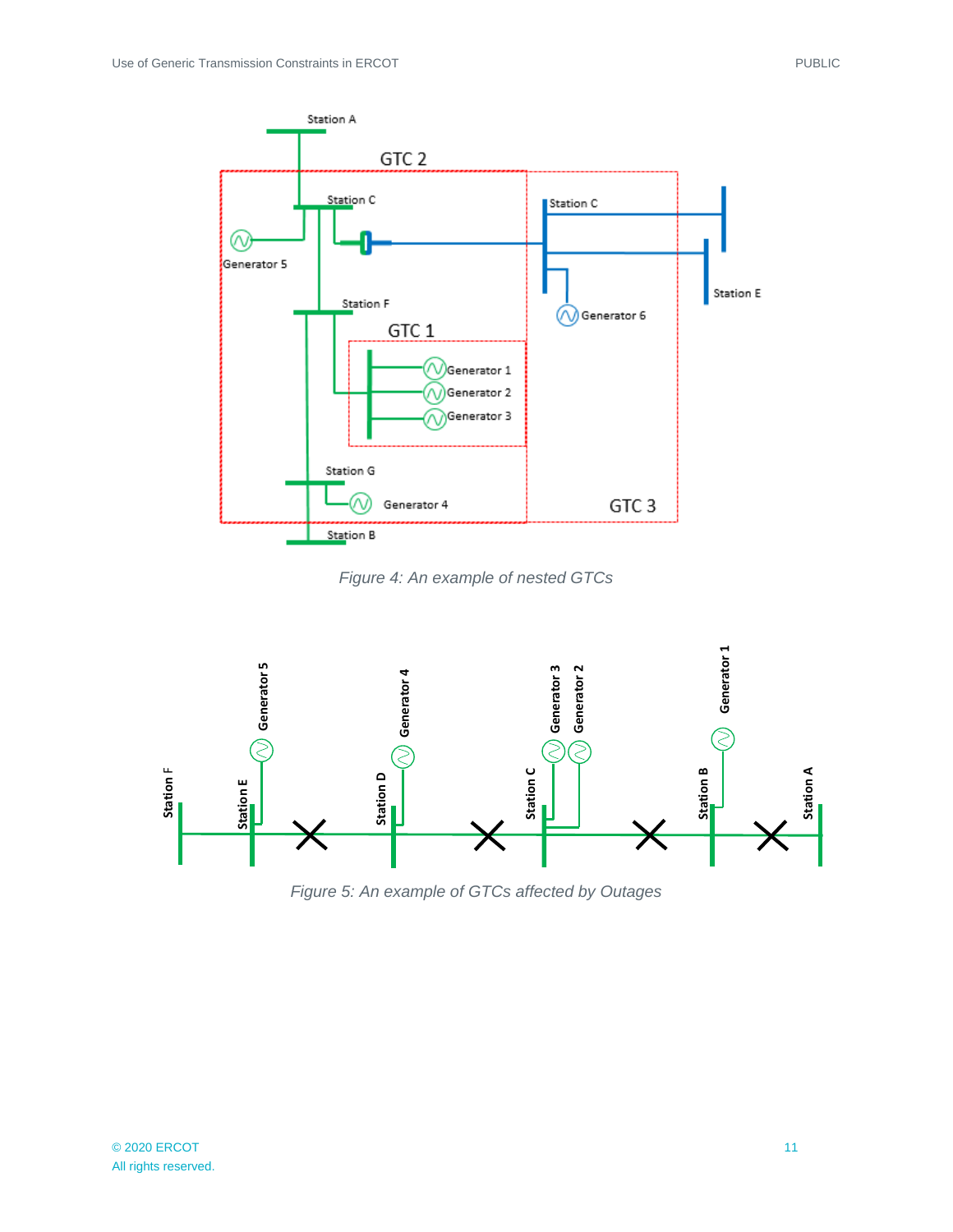Station A

GTC 2

Station C

Generator 5

Station C

Station E

Generator 6

Station F

GTC 1

Generator 1

Generator 2

Generator 3

Station G

Generator 4

GTC 3

Station B

*Figure 4: An example of nested GTCs*

Generator 5

Generator 4

Generator 3

Generator 2

Generator 1

Station F

Station E

Station D

Station C

Station B

Station A

*Figure 5: An example of GTCs affected by Outages*